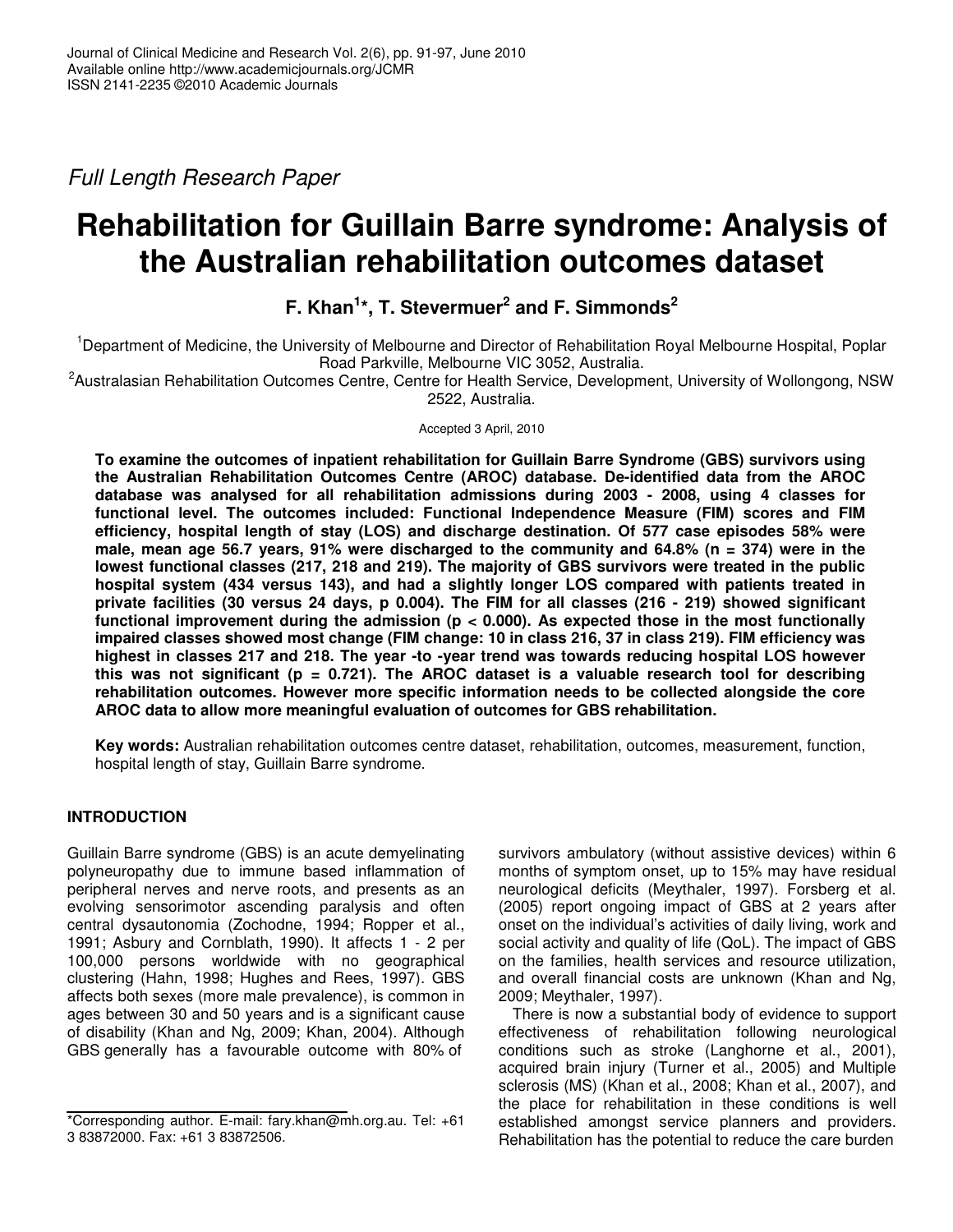Journal of Clinical Medicine and Research Vol. 2(6), pp. 91-97, June 2010
Available online http://www.academicjournals.org/JCMR
ISSN 2141-2235 ©2010 Academic Journals

*Full Length Research Paper*

# Rehabilitation for Guillain Barre syndrome: Analysis of the Australian rehabilitation outcomes dataset

**F. Khan[1]*, T. Stevermuer[2] and F. Simmonds[2]**

[1]Department of Medicine, the University of Melbourne and Director of Rehabilitation Royal Melbourne Hospital, Poplar Road Parkville, Melbourne VIC 3052, Australia.
[2]Australasian Rehabilitation Outcomes Centre, Centre for Health Service, Development, University of Wollongong, NSW 2522, Australia.

Accepted 3 April, 2010

**To examine the outcomes of inpatient rehabilitation for Guillain Barre Syndrome (GBS) survivors using the Australian Rehabilitation Outcomes Centre (AROC) database. De-identified data from the AROC database was analysed for all rehabilitation admissions during 2003 - 2008, using 4 classes for functional level. The outcomes included: Functional Independence Measure (FIM) scores and FIM efficiency, hospital length of stay (LOS) and discharge destination. Of 577 case episodes 58% were male, mean age 56.7 years, 91% were discharged to the community and 64.8% (n = 374) were in the lowest functional classes (217, 218 and 219). The majority of GBS survivors were treated in the public hospital system (434 versus 143), and had a slightly longer LOS compared with patients treated in private facilities (30 versus 24 days, p 0.004). The FIM for all classes (216 - 219) showed significant functional improvement during the admission ($p < 0.000$). As expected those in the most functionally impaired classes showed most change (FIM change: 10 in class 216, 37 in class 219). FIM efficiency was highest in classes 217 and 218. The year -to -year trend was towards reducing hospital LOS however this was not significant ($p = 0.721$). The AROC dataset is a valuable research tool for describing rehabilitation outcomes. However more specific information needs to be collected alongside the core AROC data to allow more meaningful evaluation of outcomes for GBS rehabilitation.**

**Key words:** Australian rehabilitation outcomes centre dataset, rehabilitation, outcomes, measurement, function, hospital length of stay, Guillain Barre syndrome.

## INTRODUCTION

Guillain Barre syndrome (GBS) is an acute demyelinating polyneuropathy due to immune based inflammation of peripheral nerves and nerve roots, and presents as an evolving sensorimotor ascending paralysis and often central dysautonomia (Zochodne, 1994; Ropper et al., 1991; Asbury and Cornblath, 1990). It affects 1 - 2 per 100,000 persons worldwide with no geographical clustering (Hahn, 1998; Hughes and Rees, 1997). GBS affects both sexes (more male prevalence), is common in ages between 30 and 50 years and is a significant cause of disability (Khan and Ng, 2009; Khan, 2004). Although GBS generally has a favourable outcome with 80% of survivors ambulatory (without assistive devices) within 6 months of symptom onset, up to 15% may have residual neurological deficits (Meythaler, 1997). Forsberg et al. (2005) report ongoing impact of GBS at 2 years after onset on the individual's activities of daily living, work and social activity and quality of life (QoL). The impact of GBS on the families, health services and resource utilization, and overall financial costs are unknown (Khan and Ng, 2009; Meythaler, 1997).

There is now a substantial body of evidence to support effectiveness of rehabilitation following neurological conditions such as stroke (Langhorne et al., 2001), acquired brain injury (Turner et al., 2005) and Multiple sclerosis (MS) (Khan et al., 2008; Khan et al., 2007), and the place for rehabilitation in these conditions is well established amongst service planners and providers. Rehabilitation has the potential to reduce the care burden

*Corresponding author. E-mail: fary.khan@mh.org.au. Tel: +61 3 83872000. Fax: +61 3 83872506.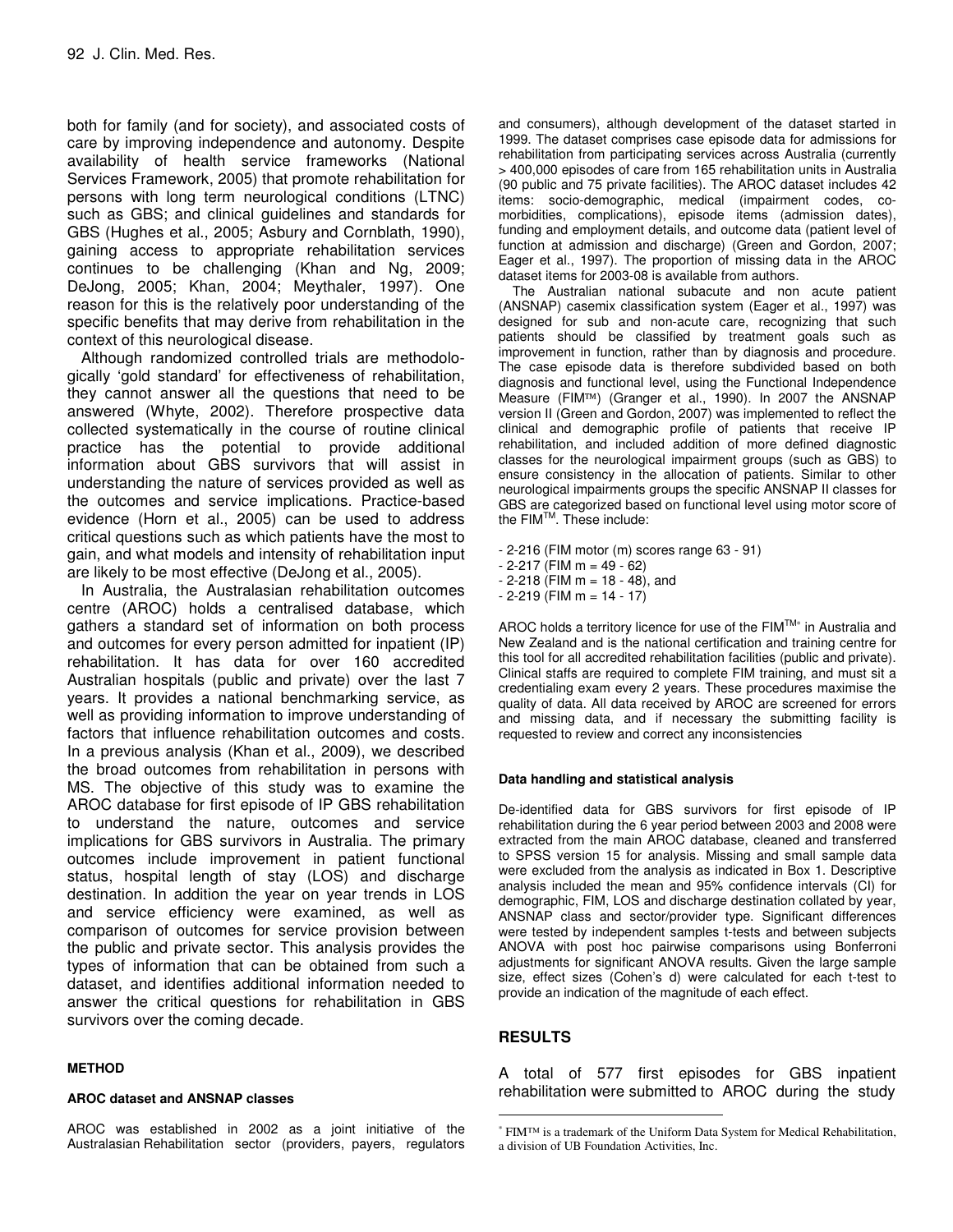both for family (and for society), and associated costs of care by improving independence and autonomy. Despite availability of health service frameworks (National Services Framework, 2005) that promote rehabilitation for persons with long term neurological conditions (LTNC) such as GBS; and clinical guidelines and standards for GBS (Hughes et al., 2005; Asbury and Cornblath, 1990), gaining access to appropriate rehabilitation services continues to be challenging (Khan and Ng, 2009; DeJong, 2005; Khan, 2004; Meythaler, 1997). One reason for this is the relatively poor understanding of the specific benefits that may derive from rehabilitation in the context of this neurological disease.

Although randomized controlled trials are methodologically 'gold standard' for effectiveness of rehabilitation, they cannot answer all the questions that need to be answered (Whyte, 2002). Therefore prospective data collected systematically in the course of routine clinical practice has the potential to provide additional information about GBS survivors that will assist in understanding the nature of services provided as well as the outcomes and service implications. Practice-based evidence (Horn et al., 2005) can be used to address critical questions such as which patients have the most to gain, and what models and intensity of rehabilitation input are likely to be most effective (DeJong et al., 2005).

In Australia, the Australasian rehabilitation outcomes centre (AROC) holds a centralised database, which gathers a standard set of information on both process and outcomes for every person admitted for inpatient (IP) rehabilitation. It has data for over 160 accredited Australian hospitals (public and private) over the last 7 years. It provides a national benchmarking service, as well as providing information to improve understanding of factors that influence rehabilitation outcomes and costs. In a previous analysis (Khan et al., 2009), we described the broad outcomes from rehabilitation in persons with MS. The objective of this study was to examine the AROC database for first episode of IP GBS rehabilitation to understand the nature, outcomes and service implications for GBS survivors in Australia. The primary outcomes include improvement in patient functional status, hospital length of stay (LOS) and discharge destination. In addition the year on year trends in LOS and service efficiency were examined, as well as comparison of outcomes for service provision between the public and private sector. This analysis provides the types of information that can be obtained from such a dataset, and identifies additional information needed to answer the critical questions for rehabilitation in GBS survivors over the coming decade.

## METHOD

### AROC dataset and ANSNAP classes

AROC was established in 2002 as a joint initiative of the Australasian Rehabilitation sector (providers, payers, regulators and consumers), although development of the dataset started in 1999. The dataset comprises case episode data for admissions for rehabilitation from participating services across Australia (currently > 400,000 episodes of care from 165 rehabilitation units in Australia (90 public and 75 private facilities). The AROC dataset includes 42 items: socio-demographic, medical (impairment codes, co-morbidities, complications), episode items (admission dates), funding and employment details, and outcome data (patient level of function at admission and discharge) (Green and Gordon, 2007; Eager et al., 1997). The proportion of missing data in the AROC dataset items for 2003-08 is available from authors.

The Australian national subacute and non acute patient (ANSNAP) casemix classification system (Eager et al., 1997) was designed for sub and non-acute care, recognizing that such patients should be classified by treatment goals such as improvement in function, rather than by diagnosis and procedure. The case episode data is therefore subdivided based on both diagnosis and functional level, using the Functional Independence Measure (FIM™) (Granger et al., 1990). In 2007 the ANSNAP version II (Green and Gordon, 2007) was implemented to reflect the clinical and demographic profile of patients that receive IP rehabilitation, and included addition of more defined diagnostic classes for the neurological impairment groups (such as GBS) to ensure consistency in the allocation of patients. Similar to other neurological impairments groups the specific ANSNAP II classes for GBS are categorized based on functional level using motor score of the FIM™. These include:

- 2-216 (FIM motor (m) scores range 63 - 91)
- 2-217 (FIM m = 49 - 62)
- 2-218 (FIM m = 18 - 48), and
- 2-219 (FIM m = 14 - 17)

AROC holds a territory licence for use of the FIM™* in Australia and New Zealand and is the national certification and training centre for this tool for all accredited rehabilitation facilities (public and private). Clinical staffs are required to complete FIM training, and must sit a credentialing exam every 2 years. These procedures maximise the quality of data. All data received by AROC are screened for errors and missing data, and if necessary the submitting facility is requested to review and correct any inconsistencies

### Data handling and statistical analysis

De-identified data for GBS survivors for first episode of IP rehabilitation during the 6 year period between 2003 and 2008 were extracted from the main AROC database, cleaned and transferred to SPSS version 15 for analysis. Missing and small sample data were excluded from the analysis as indicated in Box 1. Descriptive analysis included the mean and 95% confidence intervals (CI) for demographic, FIM, LOS and discharge destination collated by year, ANSNAP class and sector/provider type. Significant differences were tested by independent samples t-tests and between subjects ANOVA with post hoc pairwise comparisons using Bonferroni adjustments for significant ANOVA results. Given the large sample size, effect sizes (Cohen's d) were calculated for each t-test to provide an indication of the magnitude of each effect.

## RESULTS

A total of 577 first episodes for GBS inpatient rehabilitation were submitted to AROC during the study

\* FIM™ is a trademark of the Uniform Data System for Medical Rehabilitation, a division of UB Foundation Activities, Inc.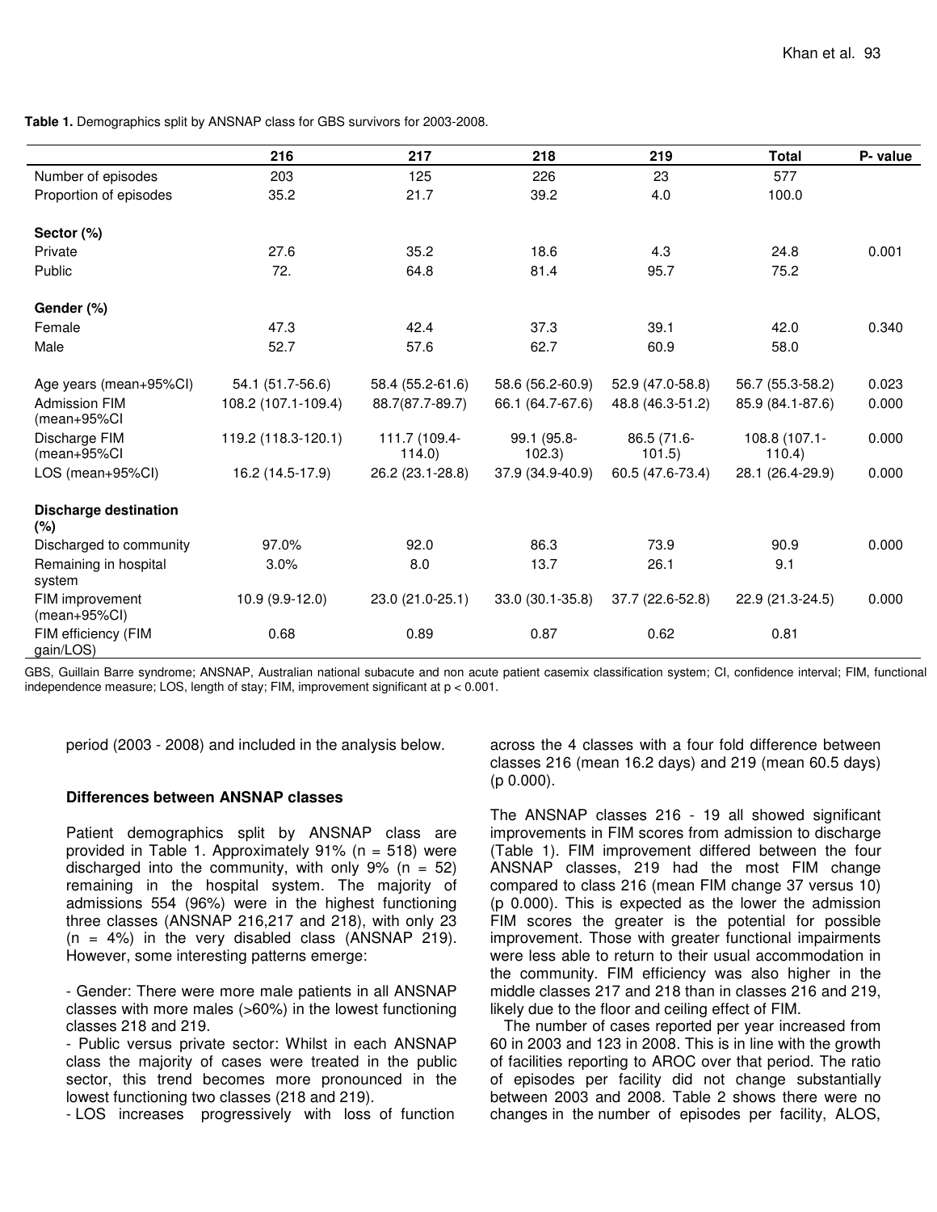**Table 1.** Demographics split by ANSNAP class for GBS survivors for 2003-2008.

| | 216 | 217 | 218 | 219 | Total | P- value |
|---|---|---|---|---|---|---|
| Number of episodes | 203 | 125 | 226 | 23 | 577 | |
| Proportion of episodes | 35.2 | 21.7 | 39.2 | 4.0 | 100.0 | |
| **Sector (%)** | | | | | | |
| Private | 27.6 | 35.2 | 18.6 | 4.3 | 24.8 | 0.001 |
| Public | 72. | 64.8 | 81.4 | 95.7 | 75.2 | |
| **Gender (%)** | | | | | | |
| Female | 47.3 | 42.4 | 37.3 | 39.1 | 42.0 | 0.340 |
| Male | 52.7 | 57.6 | 62.7 | 60.9 | 58.0 | |
| Age years (mean+95%CI) | 54.1 (51.7-56.6) | 58.4 (55.2-61.6) | 58.6 (56.2-60.9) | 52.9 (47.0-58.8) | 56.7 (55.3-58.2) | 0.023 |
| Admission FIM (mean+95%CI | 108.2 (107.1-109.4) | 88.7(87.7-89.7) | 66.1 (64.7-67.6) | 48.8 (46.3-51.2) | 85.9 (84.1-87.6) | 0.000 |
| Discharge FIM (mean+95%CI | 119.2 (118.3-120.1) | 111.7 (109.4-114.0) | 99.1 (95.8-102.3) | 86.5 (71.6-101.5) | 108.8 (107.1-110.4) | 0.000 |
| LOS (mean+95%CI) | 16.2 (14.5-17.9) | 26.2 (23.1-28.8) | 37.9 (34.9-40.9) | 60.5 (47.6-73.4) | 28.1 (26.4-29.9) | 0.000 |
| **Discharge destination (%)** | | | | | | |
| Discharged to community | 97.0% | 92.0 | 86.3 | 73.9 | 90.9 | 0.000 |
| Remaining in hospital system | 3.0% | 8.0 | 13.7 | 26.1 | 9.1 | |
| FIM improvement (mean+95%CI) | 10.9 (9.9-12.0) | 23.0 (21.0-25.1) | 33.0 (30.1-35.8) | 37.7 (22.6-52.8) | 22.9 (21.3-24.5) | 0.000 |
| FIM efficiency (FIM gain/LOS) | 0.68 | 0.89 | 0.87 | 0.62 | 0.81 | |

GBS, Guillain Barre syndrome; ANSNAP, Australian national subacute and non acute patient casemix classification system; CI, confidence interval; FIM, functional independence measure; LOS, length of stay; FIM, improvement significant at $p < 0.001$.

period (2003 - 2008) and included in the analysis below.

### Differences between ANSNAP classes

Patient demographics split by ANSNAP class are provided in Table 1. Approximately 91% (n = 518) were discharged into the community, with only 9% (n = 52) remaining in the hospital system. The majority of admissions 554 (96%) were in the highest functioning three classes (ANSNAP 216,217 and 218), with only 23 (n = 4%) in the very disabled class (ANSNAP 219). However, some interesting patterns emerge:

- Gender: There were more male patients in all ANSNAP classes with more males (>60%) in the lowest functioning classes 218 and 219.
- Public versus private sector: Whilst in each ANSNAP class the majority of cases were treated in the public sector, this trend becomes more pronounced in the lowest functioning two classes (218 and 219).
- LOS increases progressively with loss of function across the 4 classes with a four fold difference between classes 216 (mean 16.2 days) and 219 (mean 60.5 days) (p 0.000).

The ANSNAP classes 216 - 19 all showed significant improvements in FIM scores from admission to discharge (Table 1). FIM improvement differed between the four ANSNAP classes, 219 had the most FIM change compared to class 216 (mean FIM change 37 versus 10) (p 0.000). This is expected as the lower the admission FIM scores the greater is the potential for possible improvement. Those with greater functional impairments were less able to return to their usual accommodation in the community. FIM efficiency was also higher in the middle classes 217 and 218 than in classes 216 and 219, likely due to the floor and ceiling effect of FIM.

The number of cases reported per year increased from 60 in 2003 and 123 in 2008. This is in line with the growth of facilities reporting to AROC over that period. The ratio of episodes per facility did not change substantially between 2003 and 2008. Table 2 shows there were no changes in the number of episodes per facility, ALOS,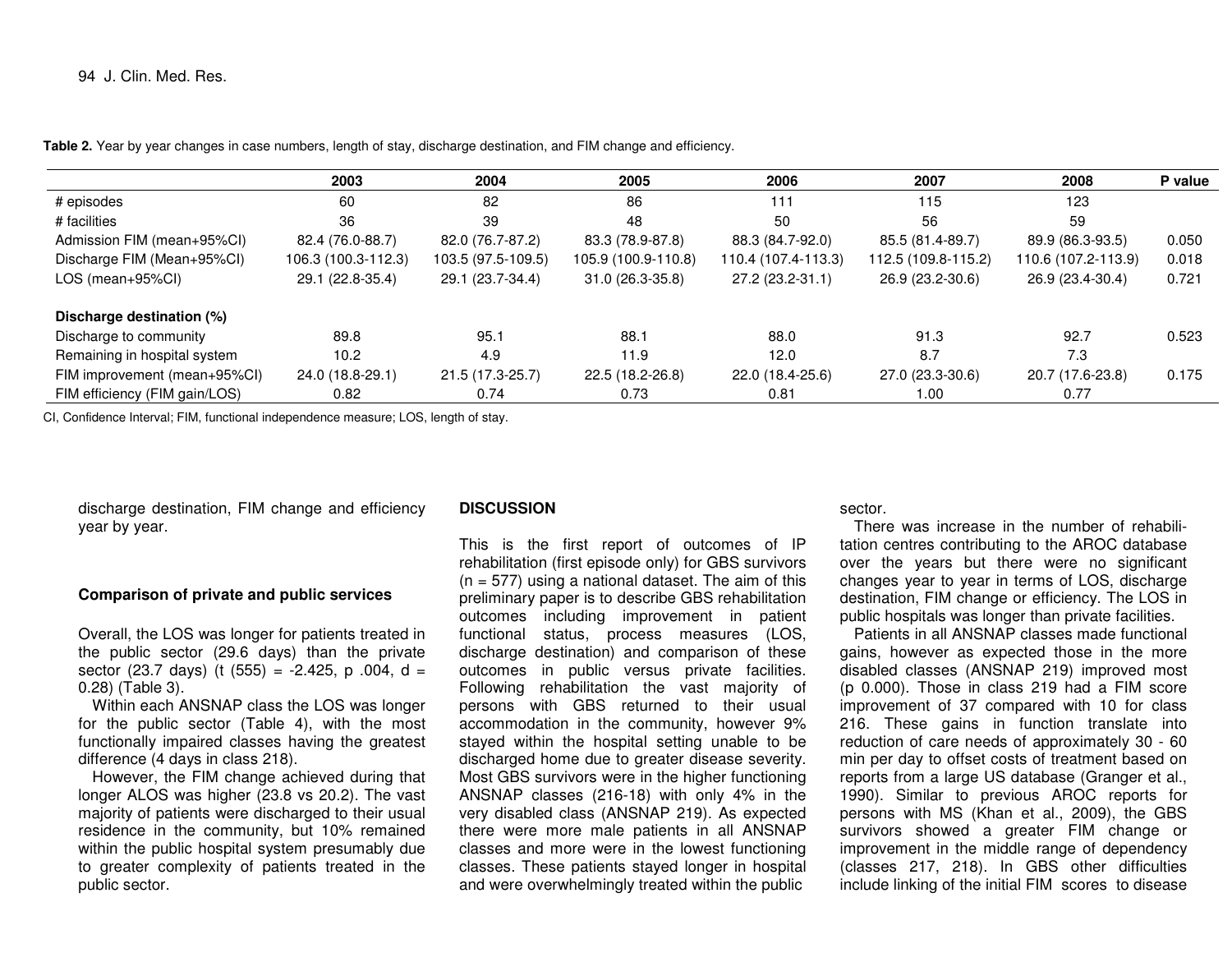**Table 2.** Year by year changes in case numbers, length of stay, discharge destination, and FIM change and efficiency.

| | 2003 | 2004 | 2005 | 2006 | 2007 | 2008 | P value |
|---|---|---|---|---|---|---|---|
| # episodes | 60 | 82 | 86 | 111 | 115 | 123 | |
| # facilities | 36 | 39 | 48 | 50 | 56 | 59 | |
| Admission FIM (mean+95%CI) | 82.4 (76.0-88.7) | 82.0 (76.7-87.2) | 83.3 (78.9-87.8) | 88.3 (84.7-92.0) | 85.5 (81.4-89.7) | 89.9 (86.3-93.5) | 0.050 |
| Discharge FIM (Mean+95%CI) | 106.3 (100.3-112.3) | 103.5 (97.5-109.5) | 105.9 (100.9-110.8) | 110.4 (107.4-113.3) | 112.5 (109.8-115.2) | 110.6 (107.2-113.9) | 0.018 |
| LOS (mean+95%CI) | 29.1 (22.8-35.4) | 29.1 (23.7-34.4) | 31.0 (26.3-35.8) | 27.2 (23.2-31.1) | 26.9 (23.2-30.6) | 26.9 (23.4-30.4) | 0.721 |
| **Discharge destination (%)** | | | | | | | |
| Discharge to community | 89.8 | 95.1 | 88.1 | 88.0 | 91.3 | 92.7 | 0.523 |
| Remaining in hospital system | 10.2 | 4.9 | 11.9 | 12.0 | 8.7 | 7.3 | |
| FIM improvement (mean+95%CI) | 24.0 (18.8-29.1) | 21.5 (17.3-25.7) | 22.5 (18.2-26.8) | 22.0 (18.4-25.6) | 27.0 (23.3-30.6) | 20.7 (17.6-23.8) | 0.175 |
| FIM efficiency (FIM gain/LOS) | 0.82 | 0.74 | 0.73 | 0.81 | 1.00 | 0.77 | |

CI, Confidence Interval; FIM, functional independence measure; LOS, length of stay.

discharge destination, FIM change and efficiency year by year.

### Comparison of private and public services

Overall, the LOS was longer for patients treated in the public sector (29.6 days) than the private sector (23.7 days) ($t$ (555) = -2.425, $p$ .004, $d$ = 0.28) (Table 3).

Within each ANSNAP class the LOS was longer for the public sector (Table 4), with the most functionally impaired classes having the greatest difference (4 days in class 218).

However, the FIM change achieved during that longer ALOS was higher (23.8 vs 20.2). The vast majority of patients were discharged to their usual residence in the community, but 10% remained within the public hospital system presumably due to greater complexity of patients treated in the public sector.

## DISCUSSION

This is the first report of outcomes of IP rehabilitation (first episode only) for GBS survivors (n = 577) using a national dataset. The aim of this preliminary paper is to describe GBS rehabilitation outcomes including improvement in patient functional status, process measures (LOS, discharge destination) and comparison of these outcomes in public versus private facilities. Following rehabilitation the vast majority of persons with GBS returned to their usual accommodation in the community, however 9% stayed within the hospital setting unable to be discharged home due to greater disease severity. Most GBS survivors were in the higher functioning ANSNAP classes (216-18) with only 4% in the very disabled class (ANSNAP 219). As expected there were more male patients in all ANSNAP classes and more were in the lowest functioning classes. These patients stayed longer in hospital and were overwhelmingly treated within the public sector.

There was increase in the number of rehabilitation centres contributing to the AROC database over the years but there were no significant changes year to year in terms of LOS, discharge destination, FIM change or efficiency. The LOS in public hospitals was longer than private facilities.

Patients in all ANSNAP classes made functional gains, however as expected those in the more disabled classes (ANSNAP 219) improved most (p 0.000). Those in class 219 had a FIM score improvement of 37 compared with 10 for class 216. These gains in function translate into reduction of care needs of approximately 30 - 60 min per day to offset costs of treatment based on reports from a large US database (Granger et al., 1990). Similar to previous AROC reports for persons with MS (Khan et al., 2009), the GBS survivors showed a greater FIM change or improvement in the middle range of dependency (classes 217, 218). In GBS other difficulties include linking of the initial FIM scores to disease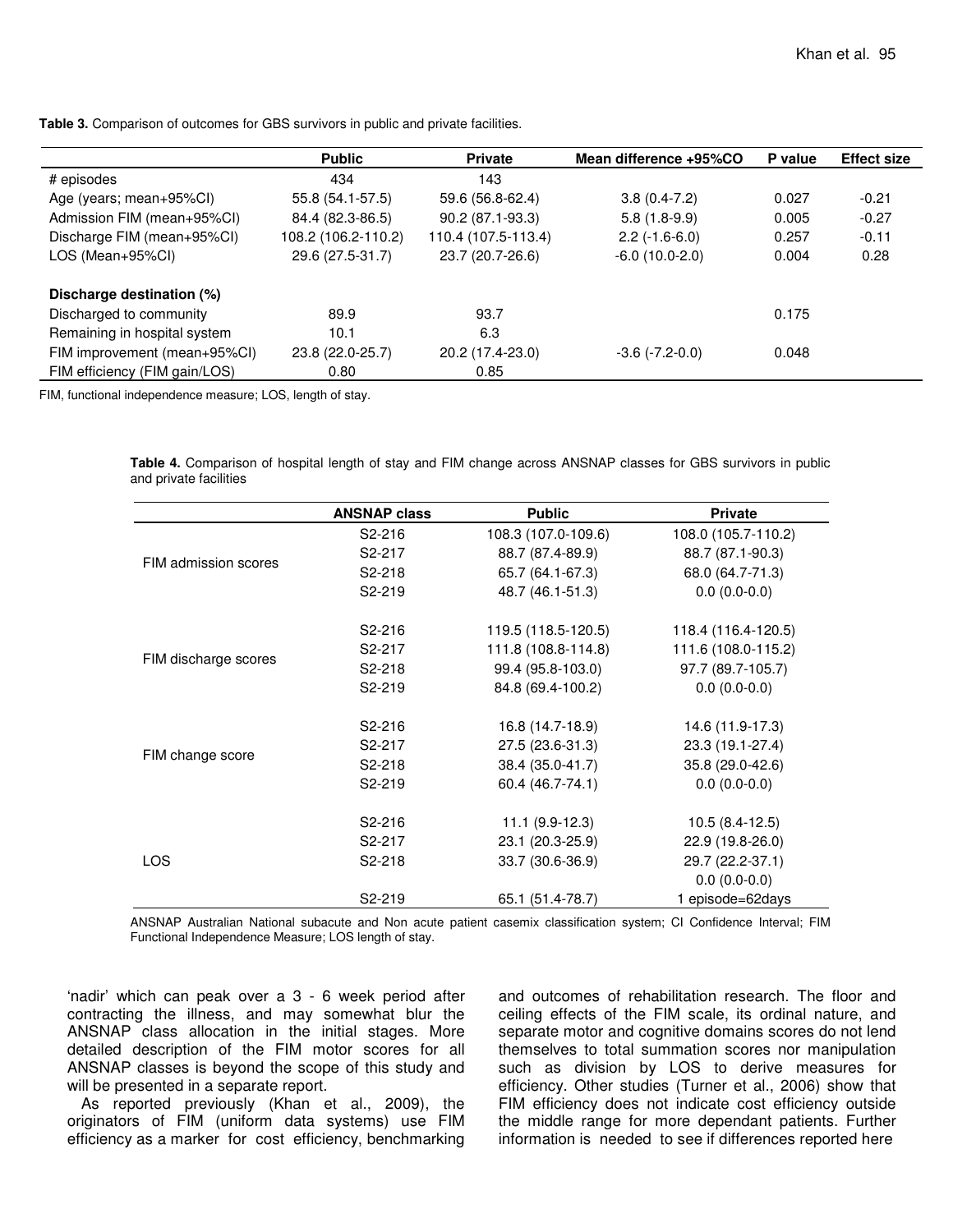**Table 3.** Comparison of outcomes for GBS survivors in public and private facilities.

| | Public | Private | Mean difference +95%CO | P value | Effect size |
|---|---|---|---|---|---|
| # episodes | 434 | 143 | | | |
| Age (years; mean+95%CI) | 55.8 (54.1-57.5) | 59.6 (56.8-62.4) | 3.8 (0.4-7.2) | 0.027 | -0.21 |
| Admission FIM (mean+95%CI) | 84.4 (82.3-86.5) | 90.2 (87.1-93.3) | 5.8 (1.8-9.9) | 0.005 | -0.27 |
| Discharge FIM (mean+95%CI) | 108.2 (106.2-110.2) | 110.4 (107.5-113.4) | 2.2 (-1.6-6.0) | 0.257 | -0.11 |
| LOS (Mean+95%CI) | 29.6 (27.5-31.7) | 23.7 (20.7-26.6) | -6.0 (10.0-2.0) | 0.004 | 0.28 |
| **Discharge destination (%)** | | | | | |
| Discharged to community | 89.9 | 93.7 | | 0.175 | |
| Remaining in hospital system | 10.1 | 6.3 | | | |
| FIM improvement (mean+95%CI) | 23.8 (22.0-25.7) | 20.2 (17.4-23.0) | -3.6 (-7.2-0.0) | 0.048 | |
| FIM efficiency (FIM gain/LOS) | 0.80 | 0.85 | | | |

FIM, functional independence measure; LOS, length of stay.

**Table 4.** Comparison of hospital length of stay and FIM change across ANSNAP classes for GBS survivors in public and private facilities

| | ANSNAP class | Public | Private |
|---|---|---|---|
| FIM admission scores | S2-216 | 108.3 (107.0-109.6) | 108.0 (105.7-110.2) |
| | S2-217 | 88.7 (87.4-89.9) | 88.7 (87.1-90.3) |
| | S2-218 | 65.7 (64.1-67.3) | 68.0 (64.7-71.3) |
| | S2-219 | 48.7 (46.1-51.3) | 0.0 (0.0-0.0) |
| FIM discharge scores | S2-216 | 119.5 (118.5-120.5) | 118.4 (116.4-120.5) |
| | S2-217 | 111.8 (108.8-114.8) | 111.6 (108.0-115.2) |
| | S2-218 | 99.4 (95.8-103.0) | 97.7 (89.7-105.7) |
| | S2-219 | 84.8 (69.4-100.2) | 0.0 (0.0-0.0) |
| FIM change score | S2-216 | 16.8 (14.7-18.9) | 14.6 (11.9-17.3) |
| | S2-217 | 27.5 (23.6-31.3) | 23.3 (19.1-27.4) |
| | S2-218 | 38.4 (35.0-41.7) | 35.8 (29.0-42.6) |
| | S2-219 | 60.4 (46.7-74.1) | 0.0 (0.0-0.0) |
| LOS | S2-216 | 11.1 (9.9-12.3) | 10.5 (8.4-12.5) |
| | S2-217 | 23.1 (20.3-25.9) | 22.9 (19.8-26.0) |
| | S2-218 | 33.7 (30.6-36.9) | 29.7 (22.2-37.1) 0.0 (0.0-0.0) |
| | S2-219 | 65.1 (51.4-78.7) | 1 episode=62days |

ANSNAP Australian National subacute and Non acute patient casemix classification system; CI Confidence Interval; FIM Functional Independence Measure; LOS length of stay.

'nadir' which can peak over a 3 - 6 week period after contracting the illness, and may somewhat blur the ANSNAP class allocation in the initial stages. More detailed description of the FIM motor scores for all ANSNAP classes is beyond the scope of this study and will be presented in a separate report.

As reported previously (Khan et al., 2009), the originators of FIM (uniform data systems) use FIM efficiency as a marker for cost efficiency, benchmarking and outcomes of rehabilitation research. The floor and ceiling effects of the FIM scale, its ordinal nature, and separate motor and cognitive domains scores do not lend themselves to total summation scores nor manipulation such as division by LOS to derive measures for efficiency. Other studies (Turner et al., 2006) show that FIM efficiency does not indicate cost efficiency outside the middle range for more dependant patients. Further information is needed to see if differences reported here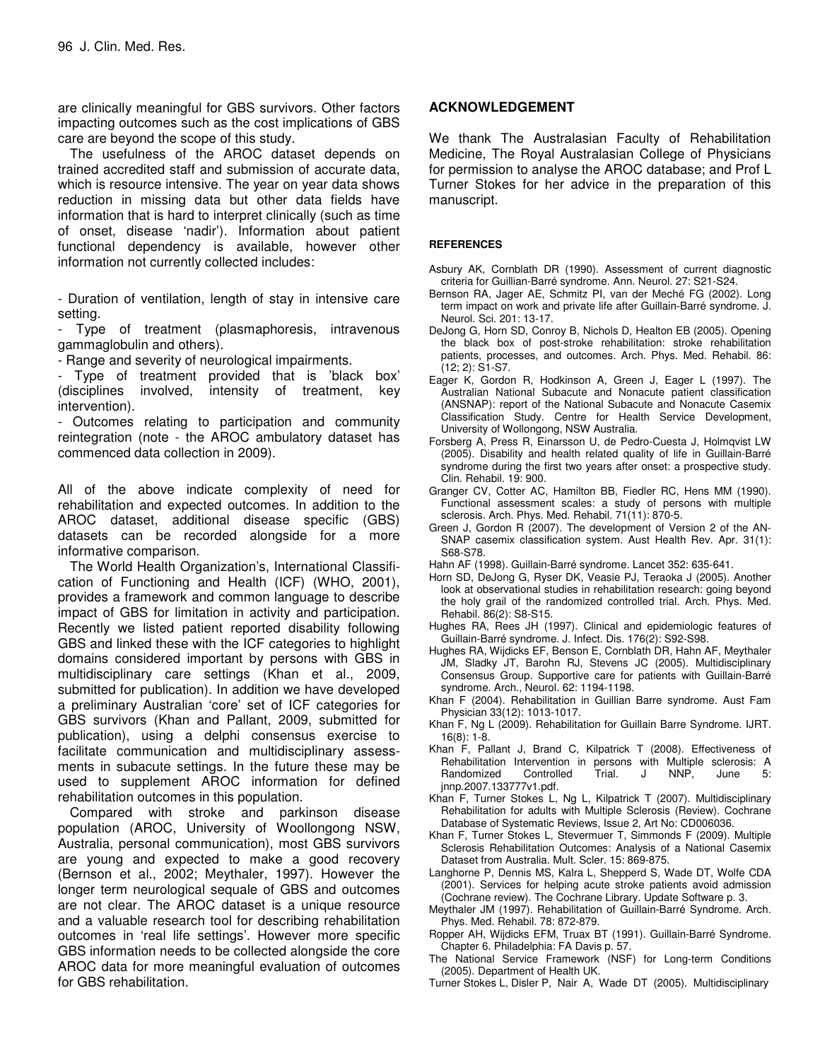are clinically meaningful for GBS survivors. Other factors impacting outcomes such as the cost implications of GBS care are beyond the scope of this study.

The usefulness of the AROC dataset depends on trained accredited staff and submission of accurate data, which is resource intensive. The year on year data shows reduction in missing data but other data fields have information that is hard to interpret clinically (such as time of onset, disease 'nadir'). Information about patient functional dependency is available, however other information not currently collected includes:

- Duration of ventilation, length of stay in intensive care setting.
- Type of treatment (plasmaphoresis, intravenous gammaglobulin and others).
- Range and severity of neurological impairments.
- Type of treatment provided that is 'black box' (disciplines involved, intensity of treatment, key intervention).
- Outcomes relating to participation and community reintegration (note - the AROC ambulatory dataset has commenced data collection in 2009).

All of the above indicate complexity of need for rehabilitation and expected outcomes. In addition to the AROC dataset, additional disease specific (GBS) datasets can be recorded alongside for a more informative comparison.

The World Health Organization's, International Classification of Functioning and Health (ICF) (WHO, 2001), provides a framework and common language to describe impact of GBS for limitation in activity and participation. Recently we listed patient reported disability following GBS and linked these with the ICF categories to highlight domains considered important by persons with GBS in multidisciplinary care settings (Khan et al., 2009, submitted for publication). In addition we have developed a preliminary Australian 'core' set of ICF categories for GBS survivors (Khan and Pallant, 2009, submitted for publication), using a delphi consensus exercise to facilitate communication and multidisciplinary assessments in subacute settings. In the future these may be used to supplement AROC information for defined rehabilitation outcomes in this population.

Compared with stroke and parkinson disease population (AROC, University of Woollongong NSW, Australia, personal communication), most GBS survivors are young and expected to make a good recovery (Bernson et al., 2002; Meythaler, 1997). However the longer term neurological sequale of GBS and outcomes are not clear. The AROC dataset is a unique resource and a valuable research tool for describing rehabilitation outcomes in 'real life settings'. However more specific GBS information needs to be collected alongside the core AROC data for more meaningful evaluation of outcomes for GBS rehabilitation.

## ACKNOWLEDGEMENT

We thank The Australasian Faculty of Rehabilitation Medicine, The Royal Australasian College of Physicians for permission to analyse the AROC database; and Prof L Turner Stokes for her advice in the preparation of this manuscript.

## REFERENCES

Asbury AK, Cornblath DR (1990). Assessment of current diagnostic criteria for Guillian-Barré syndrome. Ann. Neurol. 27: S21-S24.

Bernson RA, Jager AE, Schmitz PI, van der Meché FG (2002). Long term impact on work and private life after Guillain-Barré syndrome. J. Neurol. Sci. 201: 13-17.

DeJong G, Horn SD, Conroy B, Nichols D, Healton EB (2005). Opening the black box of post-stroke rehabilitation: stroke rehabilitation patients, processes, and outcomes. Arch. Phys. Med. Rehabil. 86: (12; 2): S1-S7.

Eager K, Gordon R, Hodkinson A, Green J, Eager L (1997). The Australian National Subacute and Nonacute patient classification (ANSNAP): report of the National Subacute and Nonacute Casemix Classification Study. Centre for Health Service Development, University of Wollongong, NSW Australia.

Forsberg A, Press R, Einarsson U, de Pedro-Cuesta J, Holmqvist LW (2005). Disability and health related quality of life in Guillain-Barré syndrome during the first two years after onset: a prospective study. Clin. Rehabil. 19: 900.

Granger CV, Cotter AC, Hamilton BB, Fiedler RC, Hens MM (1990). Functional assessment scales: a study of persons with multiple sclerosis. Arch. Phys. Med. Rehabil. 71(11): 870-5.

Green J, Gordon R (2007). The development of Version 2 of the AN-SNAP casemix classification system. Aust Health Rev. Apr. 31(1): S68-S78.

Hahn AF (1998). Guillain-Barré syndrome. Lancet 352: 635-641.

Horn SD, DeJong G, Ryser DK, Veasie PJ, Teraoka J (2005). Another look at observational studies in rehabilitation research: going beyond the holy grail of the randomized controlled trial. Arch. Phys. Med. Rehabil. 86(2): S8-S15.

Hughes RA, Rees JH (1997). Clinical and epidemiologic features of Guillain-Barré syndrome. J. Infect. Dis. 176(2): S92-S98.

Hughes RA, Wijdicks EF, Benson E, Cornblath DR, Hahn AF, Meythaler JM, Sladky JT, Barohn RJ, Stevens JC (2005). Multidisciplinary Consensus Group. Supportive care for patients with Guillain-Barré syndrome. Arch., Neurol. 62: 1194-1198.

Khan F (2004). Rehabilitation in Guillian Barre syndrome. Aust Fam Physician 33(12): 1013-1017.

Khan F, Ng L (2009). Rehabilitation for Guillain Barre Syndrome. IJRT. 16(8): 1-8.

Khan F, Pallant J, Brand C, Kilpatrick T (2008). Effectiveness of Rehabilitation Intervention in persons with Multiple sclerosis: A Randomized Controlled Trial. J NNP, June 5: jnnp.2007.133777v1.pdf.

Khan F, Turner Stokes L, Ng L, Kilpatrick T (2007). Multidisciplinary Rehabilitation for adults with Multiple Sclerosis (Review). Cochrane Database of Systematic Reviews, Issue 2, Art No: CD006036.

Khan F, Turner Stokes L, Stevermuer T, Simmonds F (2009). Multiple Sclerosis Rehabilitation Outcomes: Analysis of a National Casemix Dataset from Australia. Mult. Scler. 15: 869-875.

Langhorne P, Dennis MS, Kalra L, Shepperd S, Wade DT, Wolfe CDA (2001). Services for helping acute stroke patients avoid admission (Cochrane review). The Cochrane Library. Update Software p. 3.

Meythaler JM (1997). Rehabilitation of Guillain-Barré Syndrome. Arch. Phys. Med. Rehabil. 78: 872-879.

Ropper AH, Wijdicks EFM, Truax BT (1991). Guillain-Barré Syndrome. Chapter 6. Philadelphia: FA Davis p. 57.

The National Service Framework (NSF) for Long-term Conditions (2005). Department of Health UK.

Turner Stokes L, Disler P, Nair A, Wade DT (2005). Multidisciplinary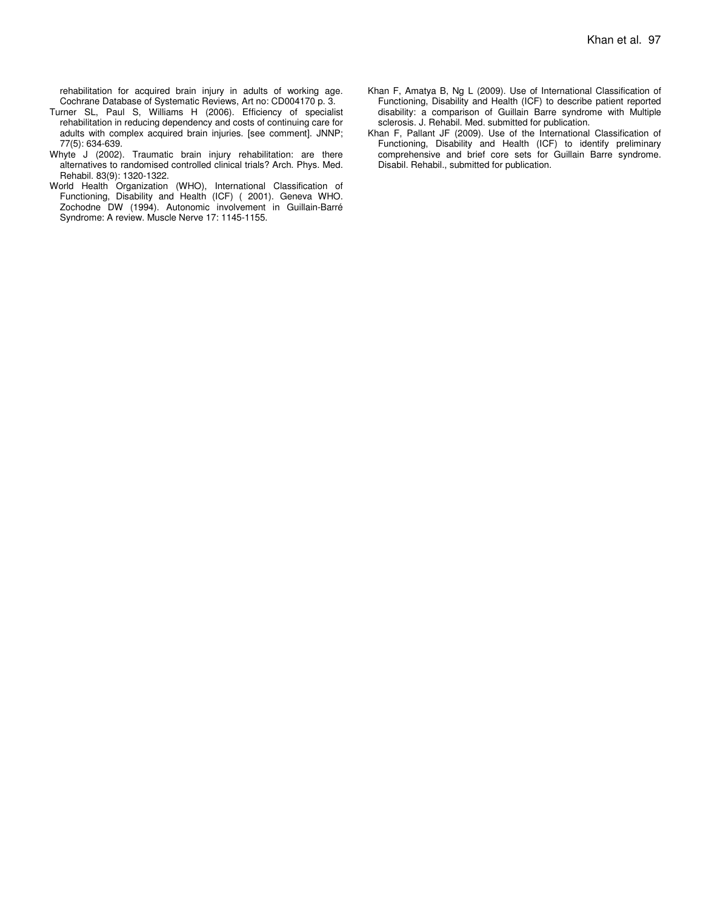rehabilitation for acquired brain injury in adults of working age. Cochrane Database of Systematic Reviews, Art no: CD004170 p. 3.

Turner SL, Paul S, Williams H (2006). Efficiency of specialist rehabilitation in reducing dependency and costs of continuing care for adults with complex acquired brain injuries. [see comment]. JNNP; 77(5): 634-639.

Whyte J (2002). Traumatic brain injury rehabilitation: are there alternatives to randomised controlled clinical trials? Arch. Phys. Med. Rehabil. 83(9): 1320-1322.

World Health Organization (WHO), International Classification of Functioning, Disability and Health (ICF) ( 2001). Geneva WHO.

Zochodne DW (1994). Autonomic involvement in Guillain-Barré Syndrome: A review. Muscle Nerve 17: 1145-1155.

Khan F, Amatya B, Ng L (2009). Use of International Classification of Functioning, Disability and Health (ICF) to describe patient reported disability: a comparison of Guillain Barre syndrome with Multiple sclerosis. J. Rehabil. Med. submitted for publication.

Khan F, Pallant JF (2009). Use of the International Classification of Functioning, Disability and Health (ICF) to identify preliminary comprehensive and brief core sets for Guillain Barre syndrome. Disabil. Rehabil., submitted for publication.